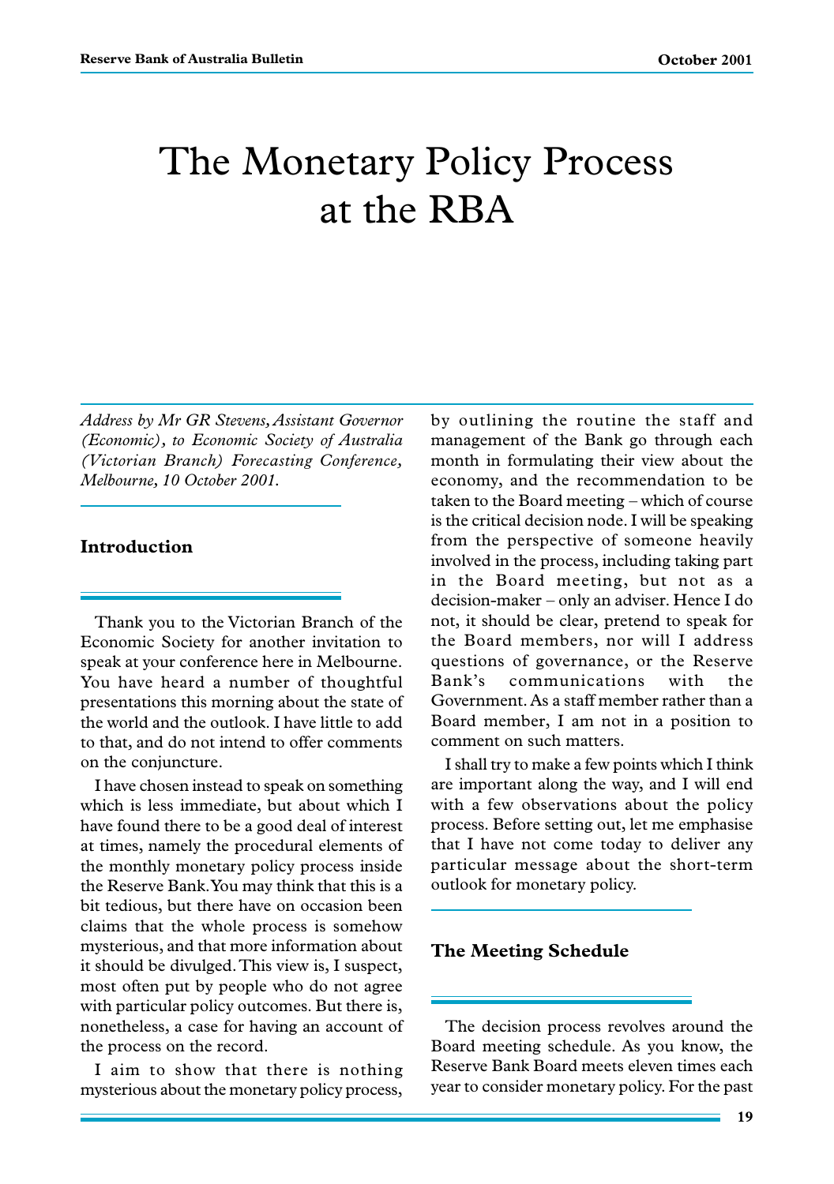# The Monetary Policy Process at the RBA

*Address by Mr GR Stevens, Assistant Governor (Economic), to Economic Society of Australia (Victorian Branch) Forecasting Conference, Melbourne, 10 October 2001.*

## Introduction

Thank you to the Victorian Branch of the Economic Society for another invitation to speak at your conference here in Melbourne. You have heard a number of thoughtful presentations this morning about the state of the world and the outlook. I have little to add to that, and do not intend to offer comments on the conjuncture.

I have chosen instead to speak on something which is less immediate, but about which I have found there to be a good deal of interest at times, namely the procedural elements of the monthly monetary policy process inside the Reserve Bank. You may think that this is a bit tedious, but there have on occasion been claims that the whole process is somehow mysterious, and that more information about it should be divulged. This view is, I suspect, most often put by people who do not agree with particular policy outcomes. But there is, nonetheless, a case for having an account of the process on the record.

I aim to show that there is nothing mysterious about the monetary policy process, by outlining the routine the staff and management of the Bank go through each month in formulating their view about the economy, and the recommendation to be taken to the Board meeting – which of course is the critical decision node. I will be speaking from the perspective of someone heavily involved in the process, including taking part in the Board meeting, but not as a decision-maker – only an adviser. Hence I do not, it should be clear, pretend to speak for the Board members, nor will I address questions of governance, or the Reserve Bank's communications with the Government. As a staff member rather than a Board member, I am not in a position to comment on such matters.

I shall try to make a few points which I think are important along the way, and I will end with a few observations about the policy process. Before setting out, let me emphasise that I have not come today to deliver any particular message about the short-term outlook for monetary policy.

## The Meeting Schedule

The decision process revolves around the Board meeting schedule. As you know, the Reserve Bank Board meets eleven times each year to consider monetary policy. For the past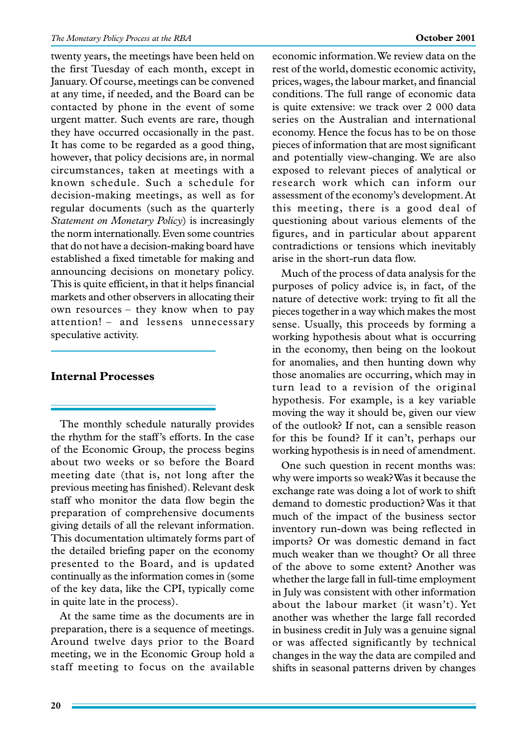twenty years, the meetings have been held on the first Tuesday of each month, except in January. Of course, meetings can be convened at any time, if needed, and the Board can be contacted by phone in the event of some urgent matter. Such events are rare, though they have occurred occasionally in the past. It has come to be regarded as a good thing, however, that policy decisions are, in normal circumstances, taken at meetings with a known schedule. Such a schedule for decision-making meetings, as well as for regular documents (such as the quarterly *Statement on Monetary Policy*) is increasingly the norm internationally. Even some countries that do not have a decision-making board have established a fixed timetable for making and announcing decisions on monetary policy. This is quite efficient, in that it helps financial markets and other observers in allocating their own resources – they know when to pay attention! – and lessens unnecessary speculative activity.

## Internal Processes

The monthly schedule naturally provides the rhythm for the staff's efforts. In the case of the Economic Group, the process begins about two weeks or so before the Board meeting date (that is, not long after the previous meeting has finished). Relevant desk staff who monitor the data flow begin the preparation of comprehensive documents giving details of all the relevant information. This documentation ultimately forms part of the detailed briefing paper on the economy presented to the Board, and is updated continually as the information comes in (some of the key data, like the CPI, typically come in quite late in the process).

At the same time as the documents are in preparation, there is a sequence of meetings. Around twelve days prior to the Board meeting, we in the Economic Group hold a staff meeting to focus on the available economic information. We review data on the rest of the world, domestic economic activity, prices, wages, the labour market, and financial conditions. The full range of economic data is quite extensive: we track over 2 000 data series on the Australian and international economy. Hence the focus has to be on those pieces of information that are most significant and potentially view-changing. We are also exposed to relevant pieces of analytical or research work which can inform our assessment of the economy's development. At this meeting, there is a good deal of questioning about various elements of the figures, and in particular about apparent contradictions or tensions which inevitably arise in the short-run data flow.

Much of the process of data analysis for the purposes of policy advice is, in fact, of the nature of detective work: trying to fit all the pieces together in a way which makes the most sense. Usually, this proceeds by forming a working hypothesis about what is occurring in the economy, then being on the lookout for anomalies, and then hunting down why those anomalies are occurring, which may in turn lead to a revision of the original hypothesis. For example, is a key variable moving the way it should be, given our view of the outlook? If not, can a sensible reason for this be found? If it can't, perhaps our working hypothesis is in need of amendment.

One such question in recent months was: why were imports so weak? Was it because the exchange rate was doing a lot of work to shift demand to domestic production? Was it that much of the impact of the business sector inventory run-down was being reflected in imports? Or was domestic demand in fact much weaker than we thought? Or all three of the above to some extent? Another was whether the large fall in full-time employment in July was consistent with other information about the labour market (it wasn't). Yet another was whether the large fall recorded in business credit in July was a genuine signal or was affected significantly by technical changes in the way the data are compiled and shifts in seasonal patterns driven by changes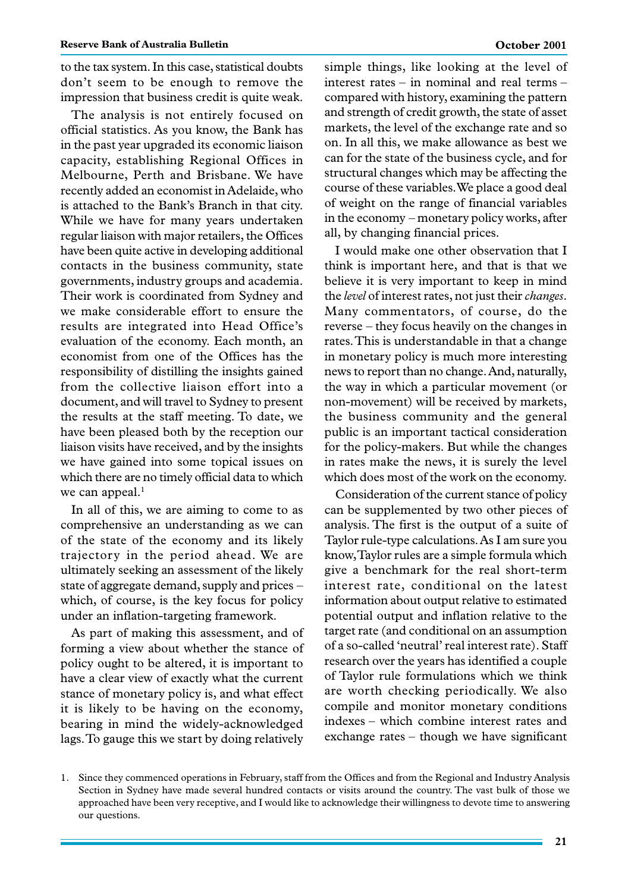to the tax system. In this case, statistical doubts don't seem to be enough to remove the impression that business credit is quite weak.

The analysis is not entirely focused on official statistics. As you know, the Bank has in the past year upgraded its economic liaison capacity, establishing Regional Offices in Melbourne, Perth and Brisbane. We have recently added an economist in Adelaide, who is attached to the Bank's Branch in that city. While we have for many years undertaken regular liaison with major retailers, the Offices have been quite active in developing additional contacts in the business community, state governments, industry groups and academia. Their work is coordinated from Sydney and we make considerable effort to ensure the results are integrated into Head Office's evaluation of the economy. Each month, an economist from one of the Offices has the responsibility of distilling the insights gained from the collective liaison effort into a document, and will travel to Sydney to present the results at the staff meeting. To date, we have been pleased both by the reception our liaison visits have received, and by the insights we have gained into some topical issues on which there are no timely official data to which we can appeal.[1]

In all of this, we are aiming to come to as comprehensive an understanding as we can of the state of the economy and its likely trajectory in the period ahead. We are ultimately seeking an assessment of the likely state of aggregate demand, supply and prices – which, of course, is the key focus for policy under an inflation-targeting framework.

As part of making this assessment, and of forming a view about whether the stance of policy ought to be altered, it is important to have a clear view of exactly what the current stance of monetary policy is, and what effect it is likely to be having on the economy, bearing in mind the widely-acknowledged lags. To gauge this we start by doing relatively simple things, like looking at the level of interest rates – in nominal and real terms – compared with history, examining the pattern and strength of credit growth, the state of asset markets, the level of the exchange rate and so on. In all this, we make allowance as best we can for the state of the business cycle, and for structural changes which may be affecting the course of these variables. We place a good deal of weight on the range of financial variables in the economy – monetary policy works, after all, by changing financial prices.

I would make one other observation that I think is important here, and that is that we believe it is very important to keep in mind the *level* of interest rates, not just their *changes*. Many commentators, of course, do the reverse – they focus heavily on the changes in rates. This is understandable in that a change in monetary policy is much more interesting news to report than no change. And, naturally, the way in which a particular movement (or non-movement) will be received by markets, the business community and the general public is an important tactical consideration for the policy-makers. But while the changes in rates make the news, it is surely the level which does most of the work on the economy.

Consideration of the current stance of policy can be supplemented by two other pieces of analysis. The first is the output of a suite of Taylor rule-type calculations. As I am sure you know, Taylor rules are a simple formula which give a benchmark for the real short-term interest rate, conditional on the latest information about output relative to estimated potential output and inflation relative to the target rate (and conditional on an assumption of a so-called 'neutral' real interest rate). Staff research over the years has identified a couple of Taylor rule formulations which we think are worth checking periodically. We also compile and monitor monetary conditions indexes – which combine interest rates and exchange rates – though we have significant

1. Since they commenced operations in February, staff from the Offices and from the Regional and Industry Analysis Section in Sydney have made several hundred contacts or visits around the country. The vast bulk of those we approached have been very receptive, and I would like to acknowledge their willingness to devote time to answering our questions.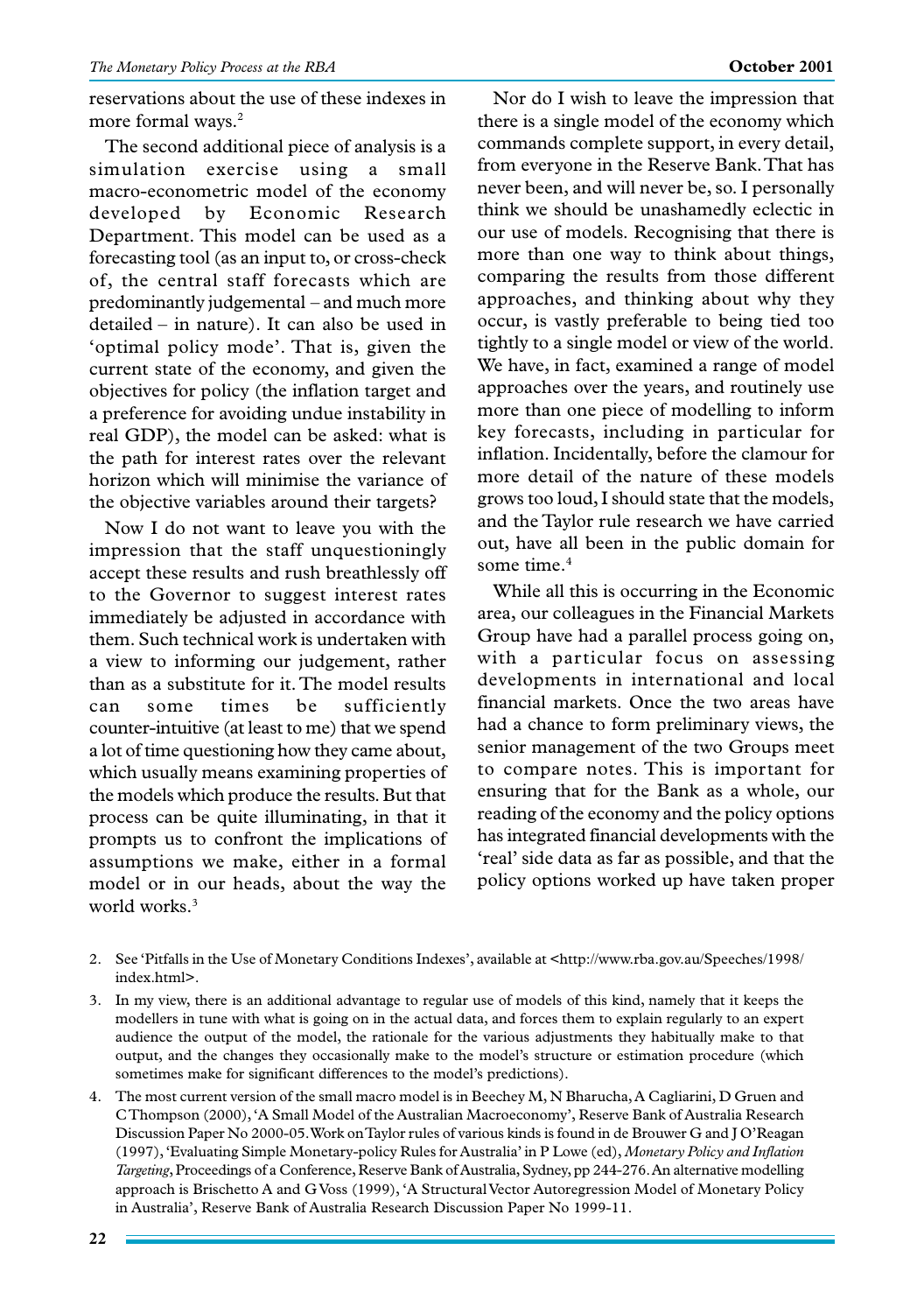reservations about the use of these indexes in more formal ways.[2]

The second additional piece of analysis is a simulation exercise using a small macro-econometric model of the economy developed by Economic Research Department. This model can be used as a forecasting tool (as an input to, or cross-check of, the central staff forecasts which are predominantly judgemental – and much more detailed – in nature). It can also be used in 'optimal policy mode'. That is, given the current state of the economy, and given the objectives for policy (the inflation target and a preference for avoiding undue instability in real GDP), the model can be asked: what is the path for interest rates over the relevant horizon which will minimise the variance of the objective variables around their targets?

Now I do not want to leave you with the impression that the staff unquestioningly accept these results and rush breathlessly off to the Governor to suggest interest rates immediately be adjusted in accordance with them. Such technical work is undertaken with a view to informing our judgement, rather than as a substitute for it. The model results can some times be sufficiently counter-intuitive (at least to me) that we spend a lot of time questioning how they came about, which usually means examining properties of the models which produce the results. But that process can be quite illuminating, in that it prompts us to confront the implications of assumptions we make, either in a formal model or in our heads, about the way the world works.[3]

Nor do I wish to leave the impression that there is a single model of the economy which commands complete support, in every detail, from everyone in the Reserve Bank. That has never been, and will never be, so. I personally think we should be unashamedly eclectic in our use of models. Recognising that there is more than one way to think about things, comparing the results from those different approaches, and thinking about why they occur, is vastly preferable to being tied too tightly to a single model or view of the world. We have, in fact, examined a range of model approaches over the years, and routinely use more than one piece of modelling to inform key forecasts, including in particular for inflation. Incidentally, before the clamour for more detail of the nature of these models grows too loud, I should state that the models, and the Taylor rule research we have carried out, have all been in the public domain for some time.[4]

While all this is occurring in the Economic area, our colleagues in the Financial Markets Group have had a parallel process going on, with a particular focus on assessing developments in international and local financial markets. Once the two areas have had a chance to form preliminary views, the senior management of the two Groups meet to compare notes. This is important for ensuring that for the Bank as a whole, our reading of the economy and the policy options has integrated financial developments with the 'real' side data as far as possible, and that the policy options worked up have taken proper

2. See 'Pitfalls in the Use of Monetary Conditions Indexes', available at <http://www.rba.gov.au/Speeches/1998/index.html>.

3. In my view, there is an additional advantage to regular use of models of this kind, namely that it keeps the modellers in tune with what is going on in the actual data, and forces them to explain regularly to an expert audience the output of the model, the rationale for the various adjustments they habitually make to that output, and the changes they occasionally make to the model's structure or estimation procedure (which sometimes make for significant differences to the model's predictions).

4. The most current version of the small macro model is in Beechey M, N Bharucha, A Cagliarini, D Gruen and C Thompson (2000), 'A Small Model of the Australian Macroeconomy', Reserve Bank of Australia Research Discussion Paper No 2000-05. Work on Taylor rules of various kinds is found in de Brouwer G and J O'Reagan (1997), 'Evaluating Simple Monetary-policy Rules for Australia' in P Lowe (ed), *Monetary Policy and Inflation Targeting*, Proceedings of a Conference, Reserve Bank of Australia, Sydney, pp 244-276. An alternative modelling approach is Brischetto A and G Voss (1999), 'A Structural Vector Autoregression Model of Monetary Policy in Australia', Reserve Bank of Australia Research Discussion Paper No 1999-11.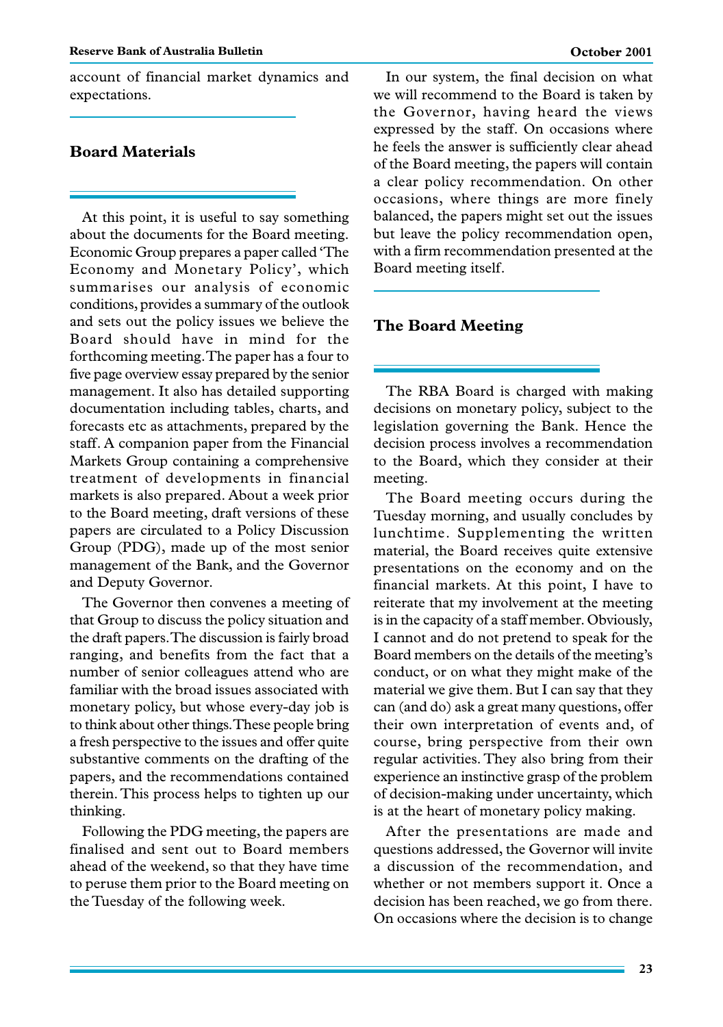account of financial market dynamics and expectations.

## Board Materials

At this point, it is useful to say something about the documents for the Board meeting. Economic Group prepares a paper called 'The Economy and Monetary Policy', which summarises our analysis of economic conditions, provides a summary of the outlook and sets out the policy issues we believe the Board should have in mind for the forthcoming meeting. The paper has a four to five page overview essay prepared by the senior management. It also has detailed supporting documentation including tables, charts, and forecasts etc as attachments, prepared by the staff. A companion paper from the Financial Markets Group containing a comprehensive treatment of developments in financial markets is also prepared. About a week prior to the Board meeting, draft versions of these papers are circulated to a Policy Discussion Group (PDG), made up of the most senior management of the Bank, and the Governor and Deputy Governor.

The Governor then convenes a meeting of that Group to discuss the policy situation and the draft papers. The discussion is fairly broad ranging, and benefits from the fact that a number of senior colleagues attend who are familiar with the broad issues associated with monetary policy, but whose every-day job is to think about other things. These people bring a fresh perspective to the issues and offer quite substantive comments on the drafting of the papers, and the recommendations contained therein. This process helps to tighten up our thinking.

Following the PDG meeting, the papers are finalised and sent out to Board members ahead of the weekend, so that they have time to peruse them prior to the Board meeting on the Tuesday of the following week.

In our system, the final decision on what we will recommend to the Board is taken by the Governor, having heard the views expressed by the staff. On occasions where he feels the answer is sufficiently clear ahead of the Board meeting, the papers will contain a clear policy recommendation. On other occasions, where things are more finely balanced, the papers might set out the issues but leave the policy recommendation open, with a firm recommendation presented at the Board meeting itself.

## The Board Meeting

The RBA Board is charged with making decisions on monetary policy, subject to the legislation governing the Bank. Hence the decision process involves a recommendation to the Board, which they consider at their meeting.

The Board meeting occurs during the Tuesday morning, and usually concludes by lunchtime. Supplementing the written material, the Board receives quite extensive presentations on the economy and on the financial markets. At this point, I have to reiterate that my involvement at the meeting is in the capacity of a staff member. Obviously, I cannot and do not pretend to speak for the Board members on the details of the meeting's conduct, or on what they might make of the material we give them. But I can say that they can (and do) ask a great many questions, offer their own interpretation of events and, of course, bring perspective from their own regular activities. They also bring from their experience an instinctive grasp of the problem of decision-making under uncertainty, which is at the heart of monetary policy making.

After the presentations are made and questions addressed, the Governor will invite a discussion of the recommendation, and whether or not members support it. Once a decision has been reached, we go from there. On occasions where the decision is to change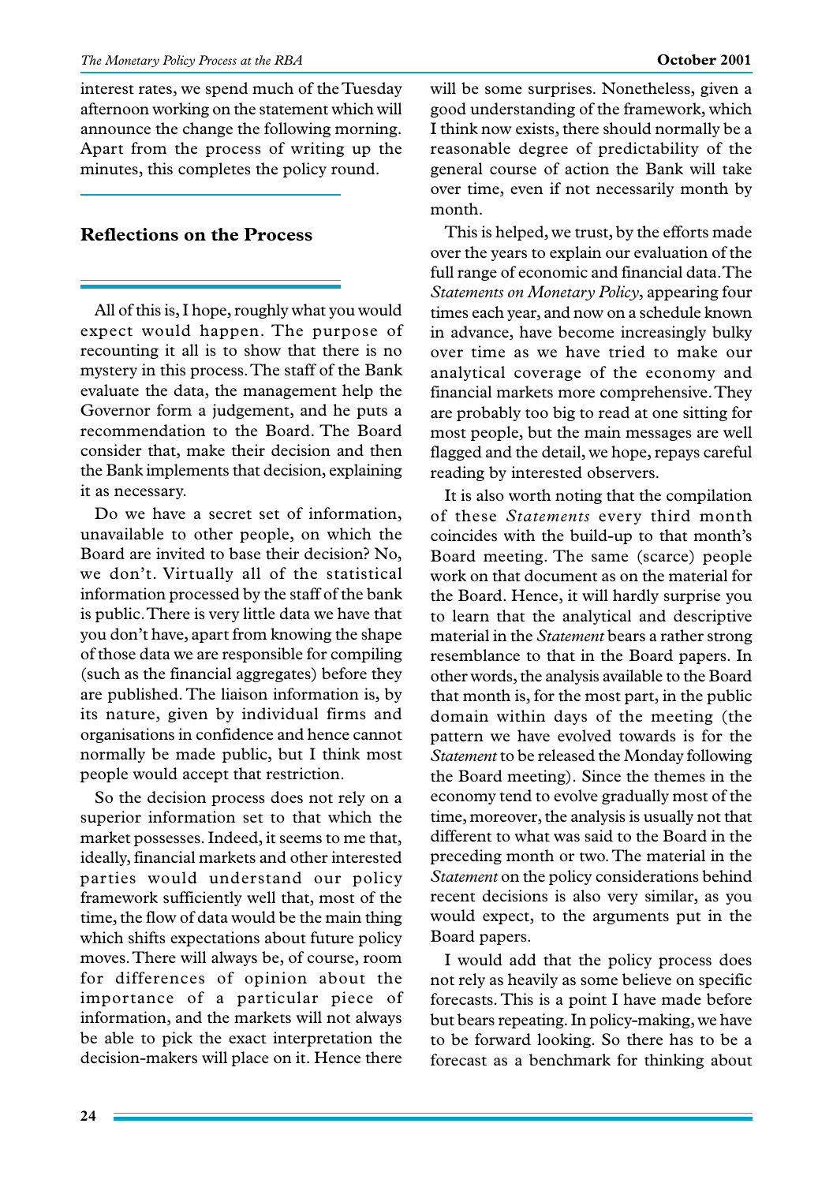interest rates, we spend much of the Tuesday afternoon working on the statement which will announce the change the following morning. Apart from the process of writing up the minutes, this completes the policy round.

## Reflections on the Process

All of this is, I hope, roughly what you would expect would happen. The purpose of recounting it all is to show that there is no mystery in this process. The staff of the Bank evaluate the data, the management help the Governor form a judgement, and he puts a recommendation to the Board. The Board consider that, make their decision and then the Bank implements that decision, explaining it as necessary.

Do we have a secret set of information, unavailable to other people, on which the Board are invited to base their decision? No, we don't. Virtually all of the statistical information processed by the staff of the bank is public. There is very little data we have that you don't have, apart from knowing the shape of those data we are responsible for compiling (such as the financial aggregates) before they are published. The liaison information is, by its nature, given by individual firms and organisations in confidence and hence cannot normally be made public, but I think most people would accept that restriction.

So the decision process does not rely on a superior information set to that which the market possesses. Indeed, it seems to me that, ideally, financial markets and other interested parties would understand our policy framework sufficiently well that, most of the time, the flow of data would be the main thing which shifts expectations about future policy moves. There will always be, of course, room for differences of opinion about the importance of a particular piece of information, and the markets will not always be able to pick the exact interpretation the decision-makers will place on it. Hence there will be some surprises. Nonetheless, given a good understanding of the framework, which I think now exists, there should normally be a reasonable degree of predictability of the general course of action the Bank will take over time, even if not necessarily month by month.

This is helped, we trust, by the efforts made over the years to explain our evaluation of the full range of economic and financial data. The *Statements on Monetary Policy*, appearing four times each year, and now on a schedule known in advance, have become increasingly bulky over time as we have tried to make our analytical coverage of the economy and financial markets more comprehensive. They are probably too big to read at one sitting for most people, but the main messages are well flagged and the detail, we hope, repays careful reading by interested observers.

It is also worth noting that the compilation of these *Statements* every third month coincides with the build-up to that month's Board meeting. The same (scarce) people work on that document as on the material for the Board. Hence, it will hardly surprise you to learn that the analytical and descriptive material in the *Statement* bears a rather strong resemblance to that in the Board papers. In other words, the analysis available to the Board that month is, for the most part, in the public domain within days of the meeting (the pattern we have evolved towards is for the *Statement* to be released the Monday following the Board meeting). Since the themes in the economy tend to evolve gradually most of the time, moreover, the analysis is usually not that different to what was said to the Board in the preceding month or two. The material in the *Statement* on the policy considerations behind recent decisions is also very similar, as you would expect, to the arguments put in the Board papers.

I would add that the policy process does not rely as heavily as some believe on specific forecasts. This is a point I have made before but bears repeating. In policy-making, we have to be forward looking. So there has to be a forecast as a benchmark for thinking about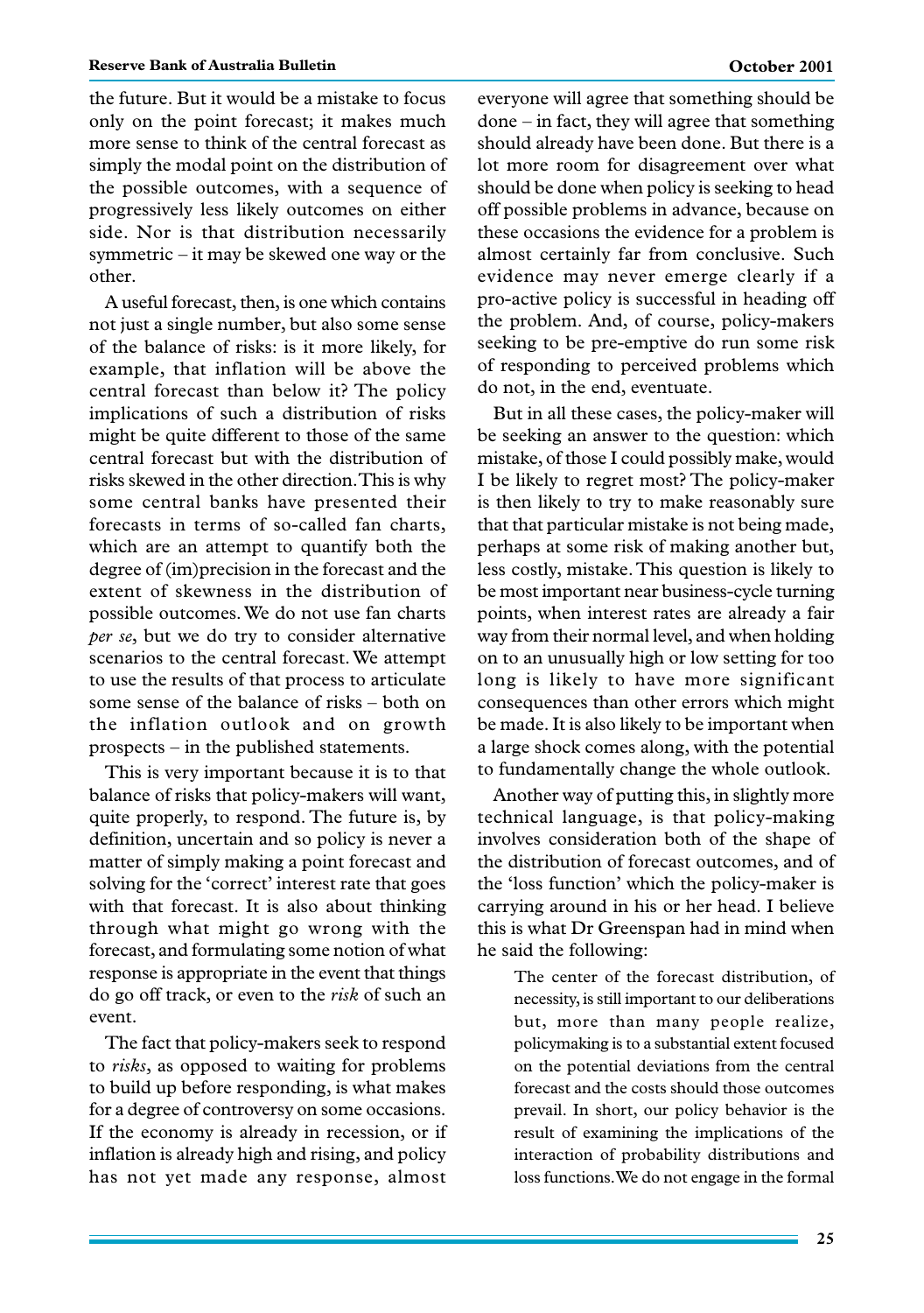the future. But it would be a mistake to focus only on the point forecast; it makes much more sense to think of the central forecast as simply the modal point on the distribution of the possible outcomes, with a sequence of progressively less likely outcomes on either side. Nor is that distribution necessarily symmetric – it may be skewed one way or the other.

A useful forecast, then, is one which contains not just a single number, but also some sense of the balance of risks: is it more likely, for example, that inflation will be above the central forecast than below it? The policy implications of such a distribution of risks might be quite different to those of the same central forecast but with the distribution of risks skewed in the other direction. This is why some central banks have presented their forecasts in terms of so-called fan charts, which are an attempt to quantify both the degree of (im)precision in the forecast and the extent of skewness in the distribution of possible outcomes. We do not use fan charts *per se*, but we do try to consider alternative scenarios to the central forecast. We attempt to use the results of that process to articulate some sense of the balance of risks – both on the inflation outlook and on growth prospects – in the published statements.

This is very important because it is to that balance of risks that policy-makers will want, quite properly, to respond. The future is, by definition, uncertain and so policy is never a matter of simply making a point forecast and solving for the 'correct' interest rate that goes with that forecast. It is also about thinking through what might go wrong with the forecast, and formulating some notion of what response is appropriate in the event that things do go off track, or even to the *risk* of such an event.

The fact that policy-makers seek to respond to *risks*, as opposed to waiting for problems to build up before responding, is what makes for a degree of controversy on some occasions. If the economy is already in recession, or if inflation is already high and rising, and policy has not yet made any response, almost everyone will agree that something should be done – in fact, they will agree that something should already have been done. But there is a lot more room for disagreement over what should be done when policy is seeking to head off possible problems in advance, because on these occasions the evidence for a problem is almost certainly far from conclusive. Such evidence may never emerge clearly if a pro-active policy is successful in heading off the problem. And, of course, policy-makers seeking to be pre-emptive do run some risk of responding to perceived problems which do not, in the end, eventuate.

But in all these cases, the policy-maker will be seeking an answer to the question: which mistake, of those I could possibly make, would I be likely to regret most? The policy-maker is then likely to try to make reasonably sure that that particular mistake is not being made, perhaps at some risk of making another but, less costly, mistake. This question is likely to be most important near business-cycle turning points, when interest rates are already a fair way from their normal level, and when holding on to an unusually high or low setting for too long is likely to have more significant consequences than other errors which might be made. It is also likely to be important when a large shock comes along, with the potential to fundamentally change the whole outlook.

Another way of putting this, in slightly more technical language, is that policy-making involves consideration both of the shape of the distribution of forecast outcomes, and of the 'loss function' which the policy-maker is carrying around in his or her head. I believe this is what Dr Greenspan had in mind when he said the following:

> The center of the forecast distribution, of necessity, is still important to our deliberations but, more than many people realize, policymaking is to a substantial extent focused on the potential deviations from the central forecast and the costs should those outcomes prevail. In short, our policy behavior is the result of examining the implications of the interaction of probability distributions and loss functions. We do not engage in the formal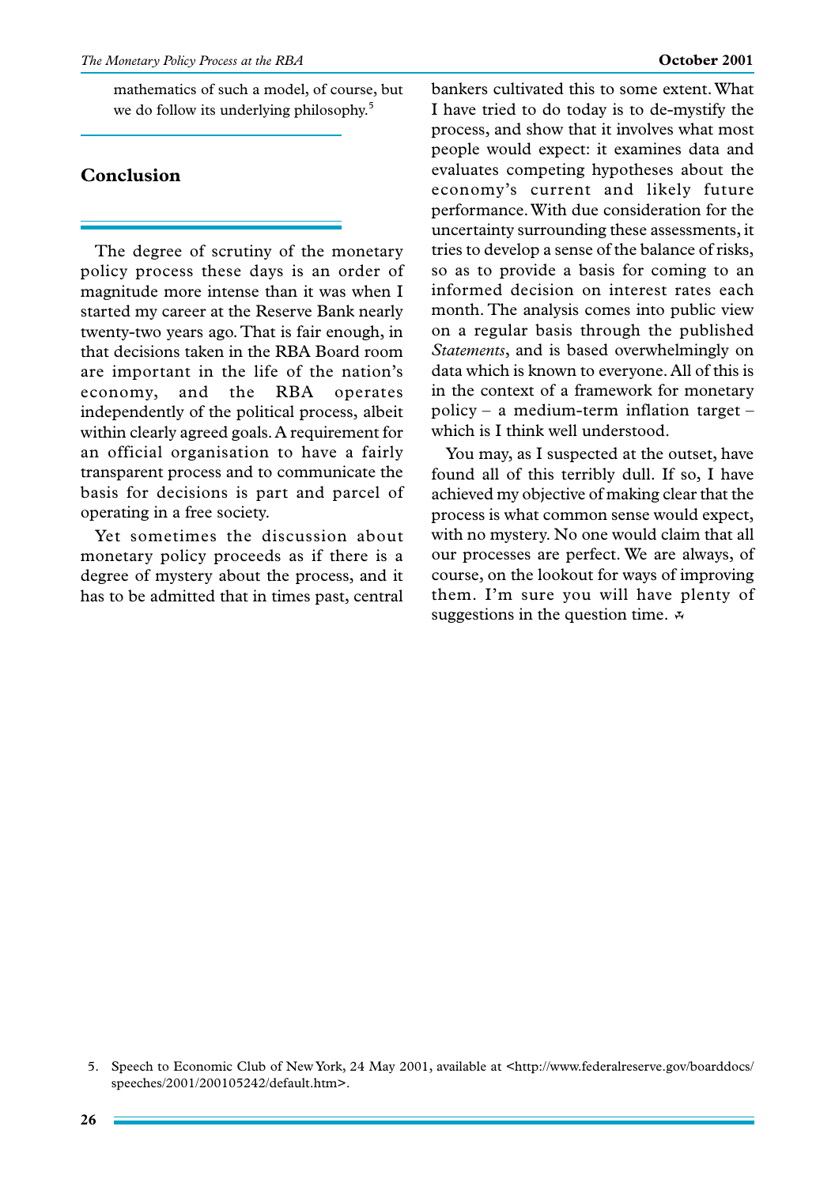mathematics of such a model, of course, but we do follow its underlying philosophy.[5]

## Conclusion

The degree of scrutiny of the monetary policy process these days is an order of magnitude more intense than it was when I started my career at the Reserve Bank nearly twenty-two years ago. That is fair enough, in that decisions taken in the RBA Board room are important in the life of the nation's economy, and the RBA operates independently of the political process, albeit within clearly agreed goals. A requirement for an official organisation to have a fairly transparent process and to communicate the basis for decisions is part and parcel of operating in a free society.

Yet sometimes the discussion about monetary policy proceeds as if there is a degree of mystery about the process, and it has to be admitted that in times past, central bankers cultivated this to some extent. What I have tried to do today is to de-mystify the process, and show that it involves what most people would expect: it examines data and evaluates competing hypotheses about the economy's current and likely future performance. With due consideration for the uncertainty surrounding these assessments, it tries to develop a sense of the balance of risks, so as to provide a basis for coming to an informed decision on interest rates each month. The analysis comes into public view on a regular basis through the published *Statements*, and is based overwhelmingly on data which is known to everyone. All of this is in the context of a framework for monetary policy – a medium-term inflation target – which is I think well understood.

You may, as I suspected at the outset, have found all of this terribly dull. If so, I have achieved my objective of making clear that the process is what common sense would expect, with no mystery. No one would claim that all our processes are perfect. We are always, of course, on the lookout for ways of improving them. I'm sure you will have plenty of suggestions in the question time.

5. Speech to Economic Club of New York, 24 May 2001, available at <http://www.federalreserve.gov/boarddocs/speeches/2001/200105242/default.htm>.